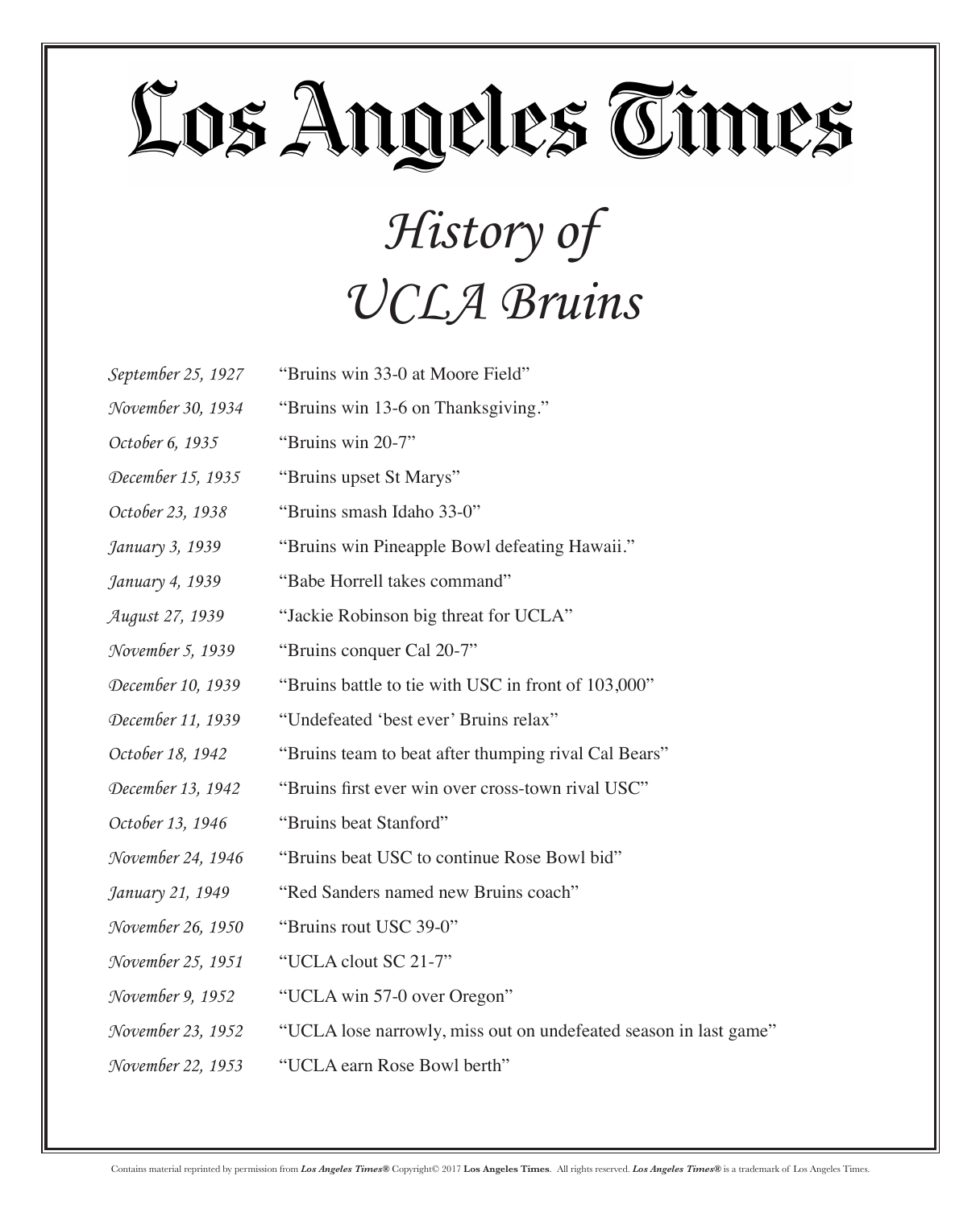# Los Angeles Times

## *History of UCLA Bruins*

| | |
|---|---|
| *September 25, 1927* | "Bruins win 33-0 at Moore Field" |
| *November 30, 1934* | "Bruins win 13-6 on Thanksgiving." |
| *October 6, 1935* | "Bruins win 20-7" |
| *December 15, 1935* | "Bruins upset St Marys" |
| *October 23, 1938* | "Bruins smash Idaho 33-0" |
| *January 3, 1939* | "Bruins win Pineapple Bowl defeating Hawaii." |
| *January 4, 1939* | "Babe Horrell takes command" |
| *August 27, 1939* | "Jackie Robinson big threat for UCLA" |
| *November 5, 1939* | "Bruins conquer Cal 20-7" |
| *December 10, 1939* | "Bruins battle to tie with USC in front of 103,000" |
| *December 11, 1939* | "Undefeated 'best ever' Bruins relax" |
| *October 18, 1942* | "Bruins team to beat after thumping rival Cal Bears" |
| *December 13, 1942* | "Bruins first ever win over cross-town rival USC" |
| *October 13, 1946* | "Bruins beat Stanford" |
| *November 24, 1946* | "Bruins beat USC to continue Rose Bowl bid" |
| *January 21, 1949* | "Red Sanders named new Bruins coach" |
| *November 26, 1950* | "Bruins rout USC 39-0" |
| *November 25, 1951* | "UCLA clout SC 21-7" |
| *November 9, 1952* | "UCLA win 57-0 over Oregon" |
| *November 23, 1952* | "UCLA lose narrowly, miss out on undefeated season in last game" |
| *November 22, 1953* | "UCLA earn Rose Bowl berth" |

Contains material reprinted by permission from ***Los Angeles Times®*** Copyright© 2017 **Los Angeles Times**. All rights reserved. ***Los Angeles Times®*** is a trademark of Los Angeles Times.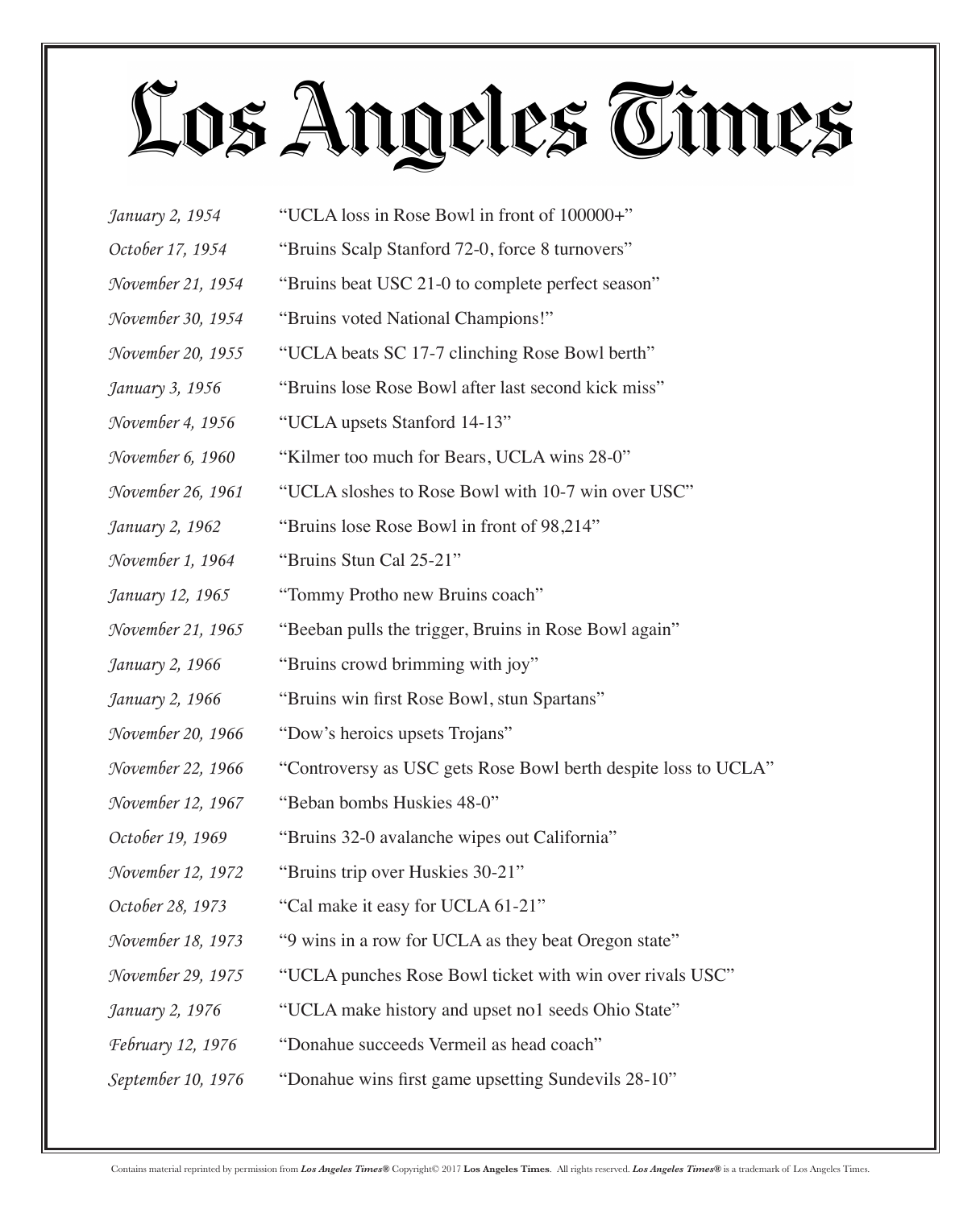# Los Angeles Times

| | |
|---|---|
| *January 2, 1954* | "UCLA loss in Rose Bowl in front of 100000+" |
| *October 17, 1954* | "Bruins Scalp Stanford 72-0, force 8 turnovers" |
| *November 21, 1954* | "Bruins beat USC 21-0 to complete perfect season" |
| *November 30, 1954* | "Bruins voted National Champions!" |
| *November 20, 1955* | "UCLA beats SC 17-7 clinching Rose Bowl berth" |
| *January 3, 1956* | "Bruins lose Rose Bowl after last second kick miss" |
| *November 4, 1956* | "UCLA upsets Stanford 14-13" |
| *November 6, 1960* | "Kilmer too much for Bears, UCLA wins 28-0" |
| *November 26, 1961* | "UCLA sloshes to Rose Bowl with 10-7 win over USC" |
| *January 2, 1962* | "Bruins lose Rose Bowl in front of 98,214" |
| *November 1, 1964* | "Bruins Stun Cal 25-21" |
| *January 12, 1965* | "Tommy Protho new Bruins coach" |
| *November 21, 1965* | "Beeban pulls the trigger, Bruins in Rose Bowl again" |
| *January 2, 1966* | "Bruins crowd brimming with joy" |
| *January 2, 1966* | "Bruins win first Rose Bowl, stun Spartans" |
| *November 20, 1966* | "Dow's heroics upsets Trojans" |
| *November 22, 1966* | "Controversy as USC gets Rose Bowl berth despite loss to UCLA" |
| *November 12, 1967* | "Beban bombs Huskies 48-0" |
| *October 19, 1969* | "Bruins 32-0 avalanche wipes out California" |
| *November 12, 1972* | "Bruins trip over Huskies 30-21" |
| *October 28, 1973* | "Cal make it easy for UCLA 61-21" |
| *November 18, 1973* | "9 wins in a row for UCLA as they beat Oregon state" |
| *November 29, 1975* | "UCLA punches Rose Bowl ticket with win over rivals USC" |
| *January 2, 1976* | "UCLA make history and upset no1 seeds Ohio State" |
| *February 12, 1976* | "Donahue succeeds Vermeil as head coach" |
| *September 10, 1976* | "Donahue wins first game upsetting Sundevils 28-10" |

Contains material reprinted by permission from ***Los Angeles Times®*** Copyright© 2017 **Los Angeles Times**. All rights reserved. ***Los Angeles Times®*** is a trademark of Los Angeles Times.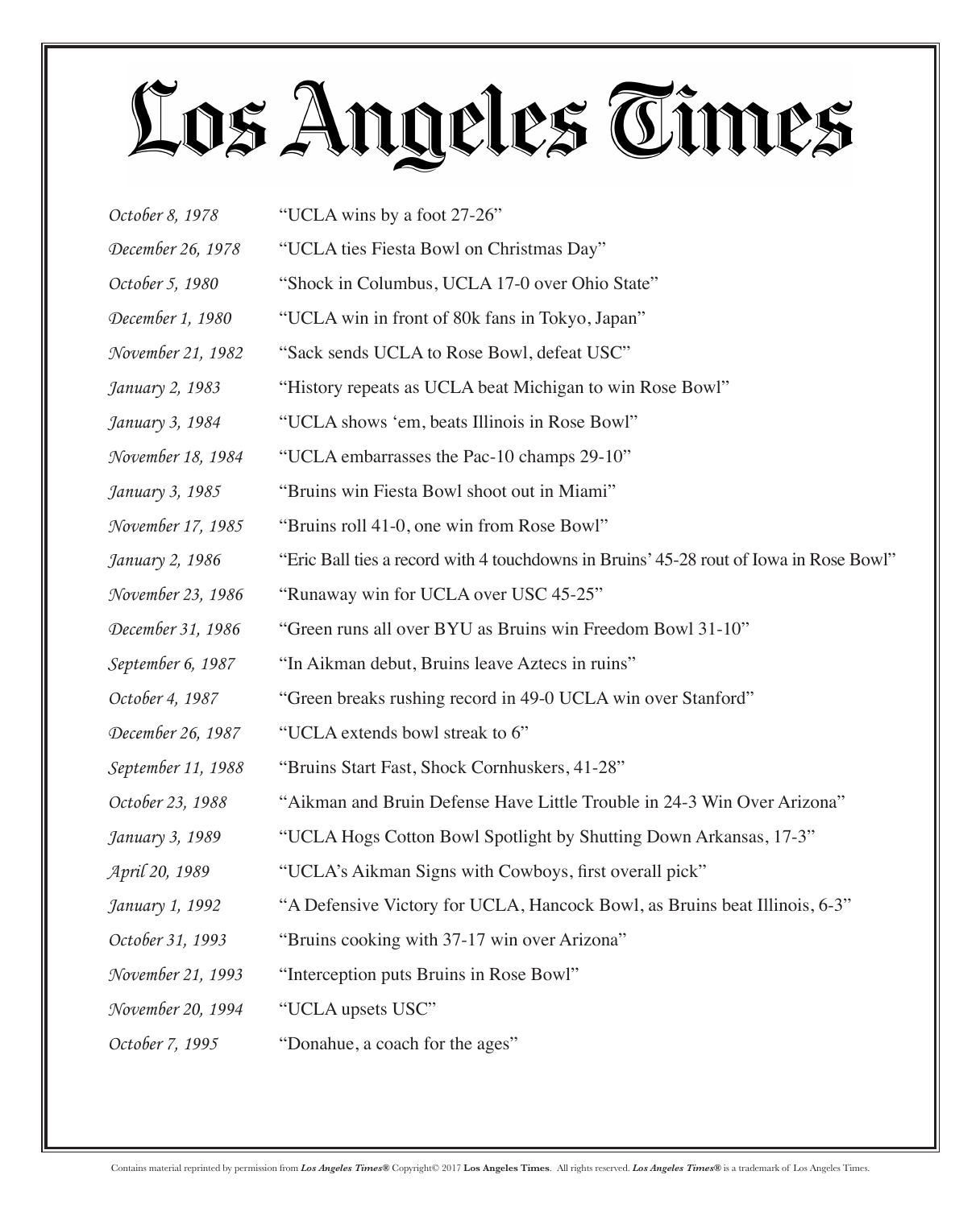# Los Angeles Times

| | |
|---|---|
| *October 8, 1978* | "UCLA wins by a foot 27-26" |
| *December 26, 1978* | "UCLA ties Fiesta Bowl on Christmas Day" |
| *October 5, 1980* | "Shock in Columbus, UCLA 17-0 over Ohio State" |
| *December 1, 1980* | "UCLA win in front of 80k fans in Tokyo, Japan" |
| *November 21, 1982* | "Sack sends UCLA to Rose Bowl, defeat USC" |
| *January 2, 1983* | "History repeats as UCLA beat Michigan to win Rose Bowl" |
| *January 3, 1984* | "UCLA shows 'em, beats Illinois in Rose Bowl" |
| *November 18, 1984* | "UCLA embarrasses the Pac-10 champs 29-10" |
| *January 3, 1985* | "Bruins win Fiesta Bowl shoot out in Miami" |
| *November 17, 1985* | "Bruins roll 41-0, one win from Rose Bowl" |
| *January 2, 1986* | "Eric Ball ties a record with 4 touchdowns in Bruins' 45-28 rout of Iowa in Rose Bowl" |
| *November 23, 1986* | "Runaway win for UCLA over USC 45-25" |
| *December 31, 1986* | "Green runs all over BYU as Bruins win Freedom Bowl 31-10" |
| *September 6, 1987* | "In Aikman debut, Bruins leave Aztecs in ruins" |
| *October 4, 1987* | "Green breaks rushing record in 49-0 UCLA win over Stanford" |
| *December 26, 1987* | "UCLA extends bowl streak to 6" |
| *September 11, 1988* | "Bruins Start Fast, Shock Cornhuskers, 41-28" |
| *October 23, 1988* | "Aikman and Bruin Defense Have Little Trouble in 24-3 Win Over Arizona" |
| *January 3, 1989* | "UCLA Hogs Cotton Bowl Spotlight by Shutting Down Arkansas, 17-3" |
| *April 20, 1989* | "UCLA's Aikman Signs with Cowboys, first overall pick" |
| *January 1, 1992* | "A Defensive Victory for UCLA, Hancock Bowl, as Bruins beat Illinois, 6-3" |
| *October 31, 1993* | "Bruins cooking with 37-17 win over Arizona" |
| *November 21, 1993* | "Interception puts Bruins in Rose Bowl" |
| *November 20, 1994* | "UCLA upsets USC" |
| *October 7, 1995* | "Donahue, a coach for the ages" |

Contains material reprinted by permission from ***Los Angeles Times®*** Copyright© 2017 **Los Angeles Times**. All rights reserved. ***Los Angeles Times®*** is a trademark of Los Angeles Times.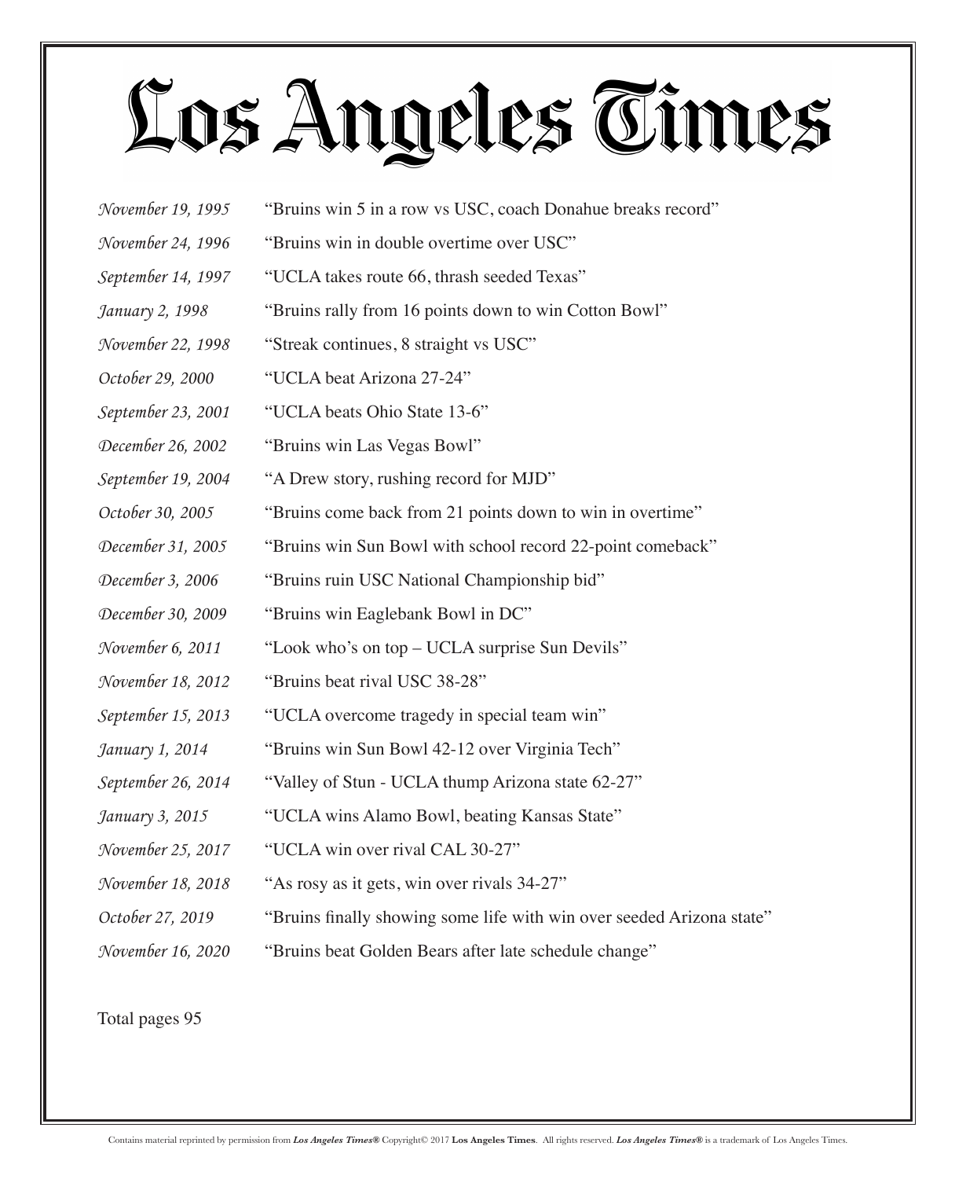# Los Angeles Times

| | |
|---|---|
| *November 19, 1995* | "Bruins win 5 in a row vs USC, coach Donahue breaks record" |
| *November 24, 1996* | "Bruins win in double overtime over USC" |
| *September 14, 1997* | "UCLA takes route 66, thrash seeded Texas" |
| *January 2, 1998* | "Bruins rally from 16 points down to win Cotton Bowl" |
| *November 22, 1998* | "Streak continues, 8 straight vs USC" |
| *October 29, 2000* | "UCLA beat Arizona 27-24" |
| *September 23, 2001* | "UCLA beats Ohio State 13-6" |
| *December 26, 2002* | "Bruins win Las Vegas Bowl" |
| *September 19, 2004* | "A Drew story, rushing record for MJD" |
| *October 30, 2005* | "Bruins come back from 21 points down to win in overtime" |
| *December 31, 2005* | "Bruins win Sun Bowl with school record 22-point comeback" |
| *December 3, 2006* | "Bruins ruin USC National Championship bid" |
| *December 30, 2009* | "Bruins win Eaglebank Bowl in DC" |
| *November 6, 2011* | "Look who's on top – UCLA surprise Sun Devils" |
| *November 18, 2012* | "Bruins beat rival USC 38-28" |
| *September 15, 2013* | "UCLA overcome tragedy in special team win" |
| *January 1, 2014* | "Bruins win Sun Bowl 42-12 over Virginia Tech" |
| *September 26, 2014* | "Valley of Stun - UCLA thump Arizona state 62-27" |
| *January 3, 2015* | "UCLA wins Alamo Bowl, beating Kansas State" |
| *November 25, 2017* | "UCLA win over rival CAL 30-27" |
| *November 18, 2018* | "As rosy as it gets, win over rivals 34-27" |
| *October 27, 2019* | "Bruins finally showing some life with win over seeded Arizona state" |
| *November 16, 2020* | "Bruins beat Golden Bears after late schedule change" |

Total pages 95

Contains material reprinted by permission from ***Los Angeles Times®*** Copyright© 2017 **Los Angeles Times**. All rights reserved. ***Los Angeles Times®*** is a trademark of Los Angeles Times.